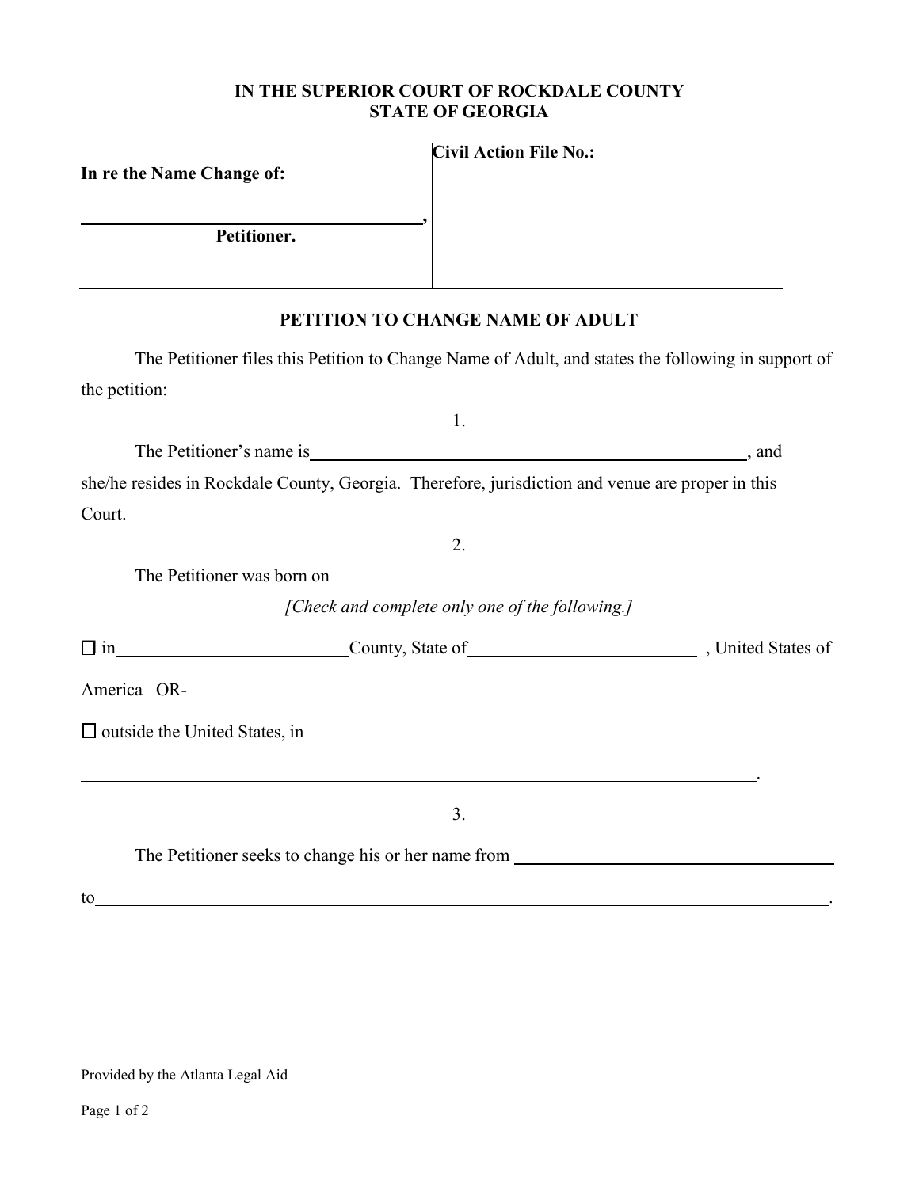**IN THE SUPERIOR COURT OF ROCKDALE COUNTY**
**STATE OF GEORGIA**

| **In re the Name Change of:** | **Civil Action File No.:** |
|---|---|
| ______________________________________, | ___________________________ |
| **Petitioner.** | |

## PETITION TO CHANGE NAME OF ADULT

The Petitioner files this Petition to Change Name of Adult, and states the following in support of the petition:

1.

The Petitioner's name is ______________________________________________, and she/he resides in Rockdale County, Georgia. Therefore, jurisdiction and venue are proper in this Court.

2.

The Petitioner was born on ______________________________________________________

*[Check and complete only one of the following.]*

☐ in __________________________ County, State of __________________________ , United States of America –OR-

☐ outside the United States, in

__________________________________________________________________________.

3.

The Petitioner seeks to change his or her name from ___________________________________

to __________________________________________________________________________.

Provided by the Atlanta Legal Aid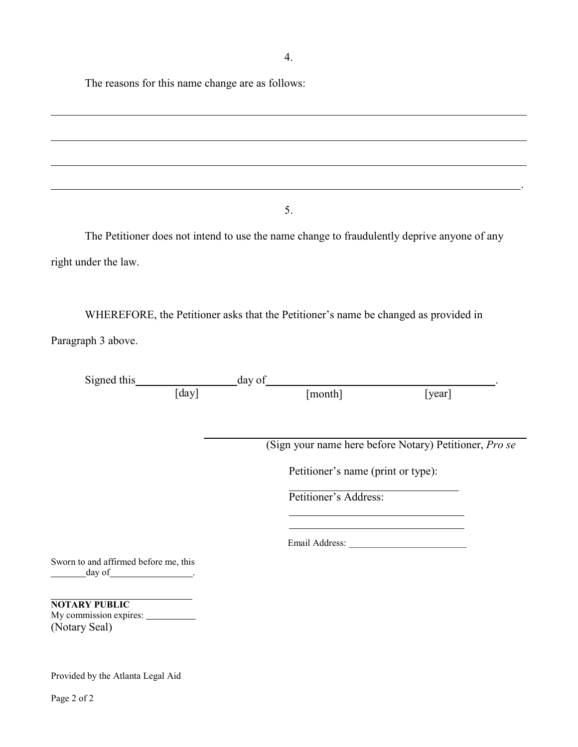4.

The reasons for this name change are as follows:

______________________________________________________________________________

______________________________________________________________________________

______________________________________________________________________________

_____________________________________________________________________________.

5.

The Petitioner does not intend to use the name change to fraudulently deprive anyone of any right under the law.

WHEREFORE, the Petitioner asks that the Petitioner's name be changed as provided in Paragraph 3 above.

Signed this ________________ day of ________________________________________.
[day] [month] [year]

______________________________________________
(Sign your name here before Notary) Petitioner, *Pro se*

Petitioner's name (print or type):

________________________________

Petitioner's Address:

________________________________

________________________________

Email Address: ________________________

Sworn to and affirmed before me, this
_______day of________________.

____________________________
**NOTARY PUBLIC**
My commission expires: __________
(Notary Seal)

Provided by the Atlanta Legal Aid